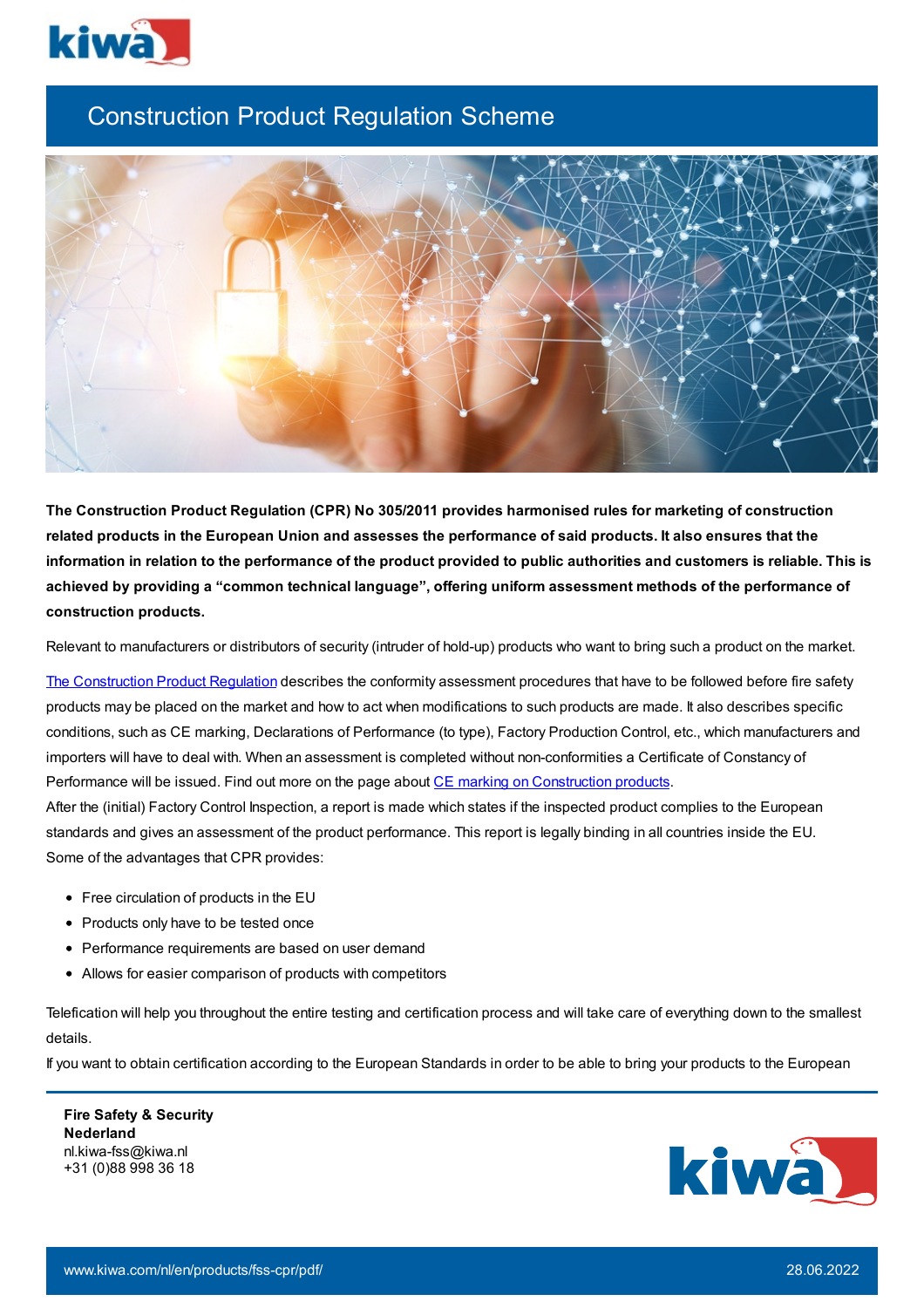# Construction Product Regulation Scheme

**The Construction Product Regulation (CPR) No 305/2011 provides harmonised rules for marketing of construction related products in the European Union and assesses the performance of said products. It also ensures that the information in relation to the performance of the product provided to public authorities and customers is reliable. This is achieved by providing a "common technical language", offering uniform assessment methods of the performance of construction products.**

Relevant to manufacturers or distributors of security (intruder of hold-up) products who want to bring such a product on the market.

The Construction Product Regulation describes the conformity assessment procedures that have to be followed before fire safety products may be placed on the market and how to act when modifications to such products are made. It also describes specific conditions, such as CE marking, Declarations of Performance (to type), Factory Production Control, etc., which manufacturers and importers will have to deal with. When an assessment is completed without non-conformities a Certificate of Constancy of Performance will be issued. Find out more on the page about CE marking on Construction products.
After the (initial) Factory Control Inspection, a report is made which states if the inspected product complies to the European standards and gives an assessment of the product performance. This report is legally binding in all countries inside the EU.
Some of the advantages that CPR provides:

- Free circulation of products in the EU
- Products only have to be tested once
- Performance requirements are based on user demand
- Allows for easier comparison of products with competitors

Telefication will help you throughout the entire testing and certification process and will take care of everything down to the smallest details.
If you want to obtain certification according to the European Standards in order to be able to bring your products to the European

**Fire Safety & Security Nederland**
nl.kiwa-fss@kiwa.nl
+31 (0)88 998 36 18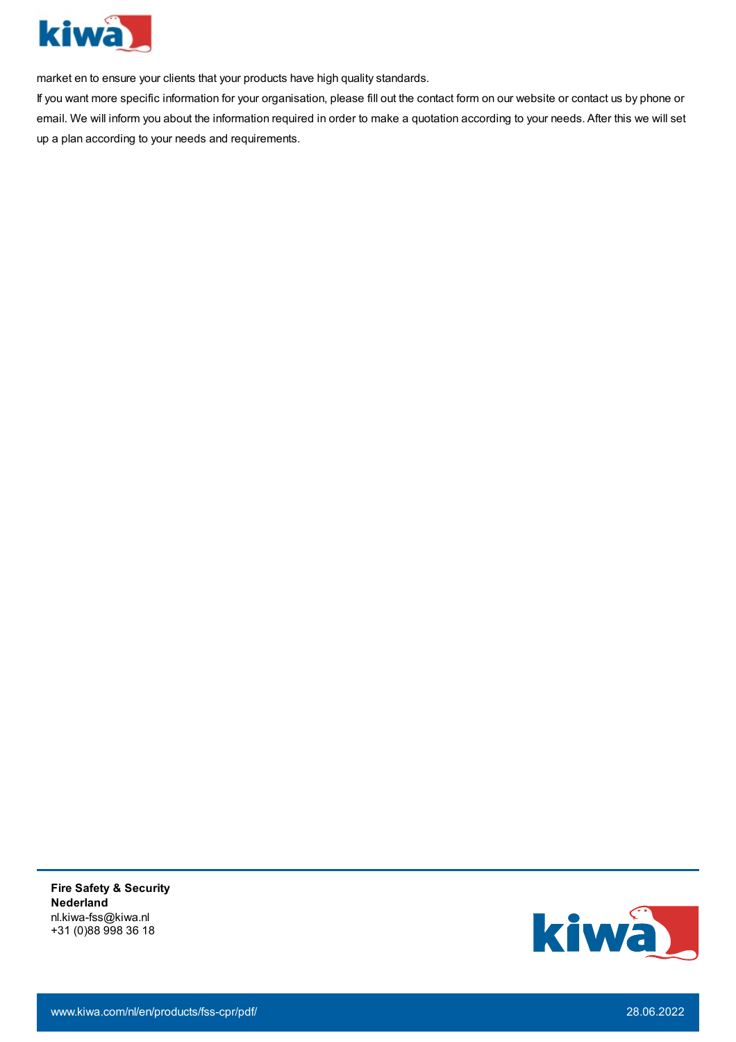market en to ensure your clients that your products have high quality standards.

If you want more specific information for your organisation, please fill out the contact form on our website or contact us by phone or email. We will inform you about the information required in order to make a quotation according to your needs. After this we will set up a plan according to your needs and requirements.

**Fire Safety & Security Nederland**
nl.kiwa-fss@kiwa.nl
+31 (0)88 998 36 18